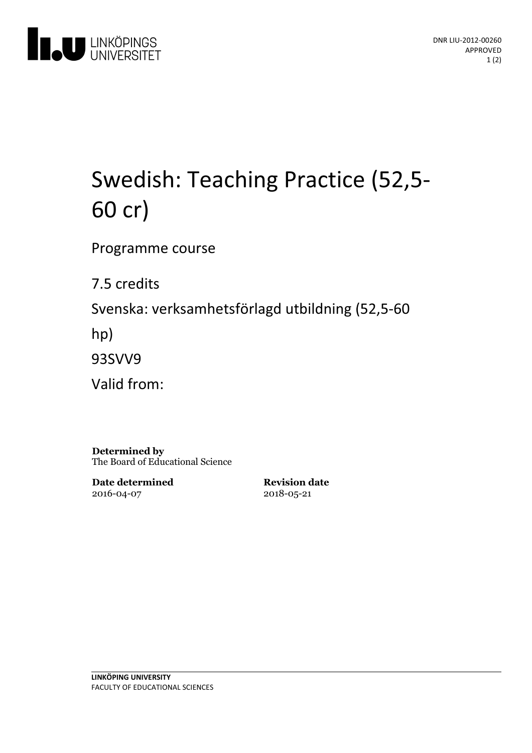DNR LIU-2012-00260
APPROVED

# Swedish: Teaching Practice (52,5-60 cr)

Programme course

7.5 credits

Svenska: verksamhetsförlagd utbildning (52,5-60 hp)

93SVV9

Valid from:

**Determined by**
The Board of Educational Science

**Date determined**
2016-04-07

**Revision date**
2018-05-21

**LINKÖPING UNIVERSITY**
FACULTY OF EDUCATIONAL SCIENCES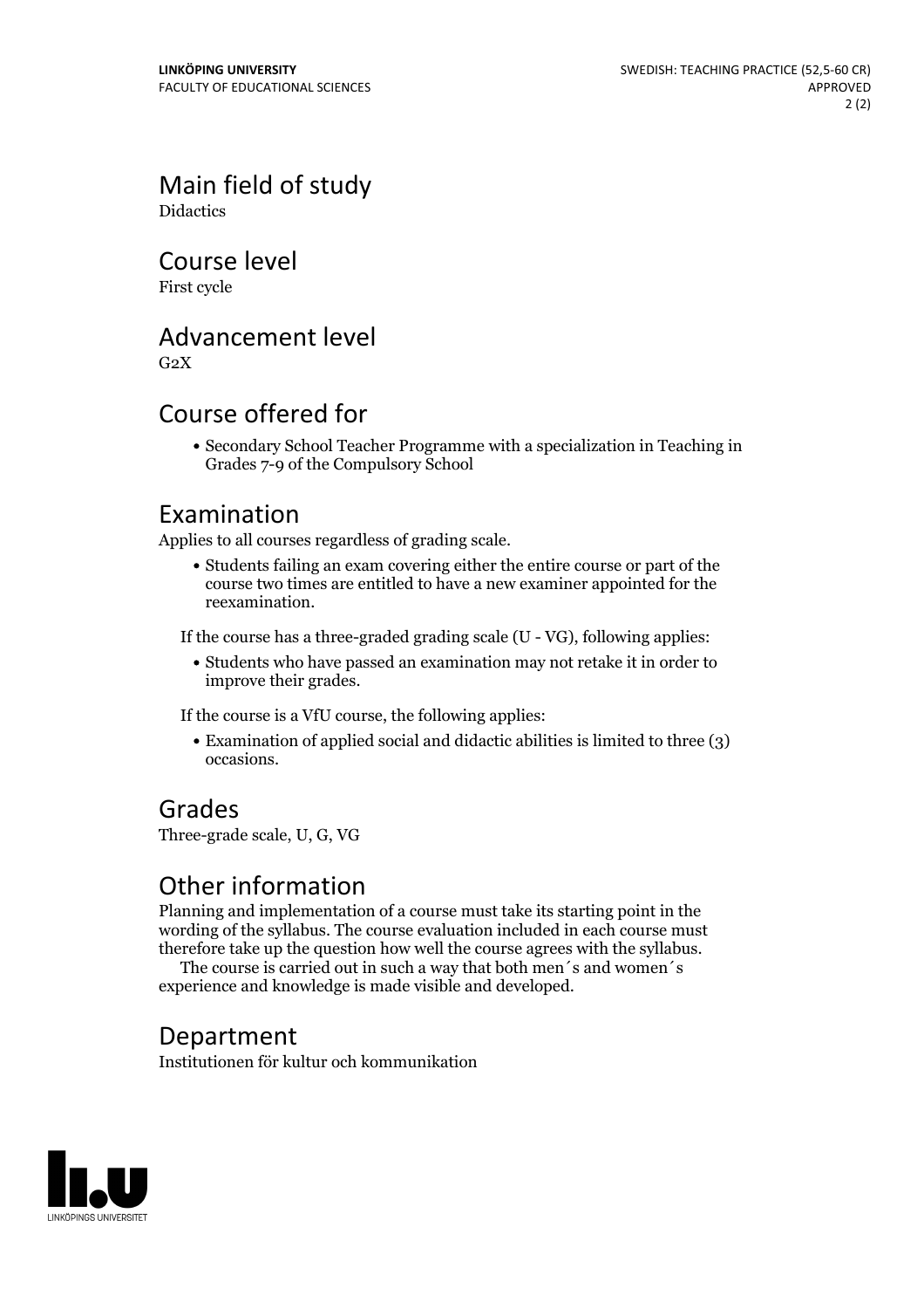## Main field of study

Didactics

## Course level

First cycle

## Advancement level

G2X

## Course offered for

- Secondary School Teacher Programme with a specialization in Teaching in Grades 7-9 of the Compulsory School

## Examination

Applies to all courses regardless of grading scale.

- Students failing an exam covering either the entire course or part of the course two times are entitled to have a new examiner appointed for the reexamination.

If the course has a three-graded grading scale (U - VG), following applies:

- Students who have passed an examination may not retake it in order to improve their grades.

If the course is a VfU course, the following applies:

- Examination of applied social and didactic abilities is limited to three (3) occasions.

## Grades

Three-grade scale, U, G, VG

## Other information

Planning and implementation of a course must take its starting point in the wording of the syllabus. The course evaluation included in each course must therefore take up the question how well the course agrees with the syllabus.

The course is carried out in such a way that both men´s and women´s experience and knowledge is made visible and developed.

## Department

Institutionen för kultur och kommunikation